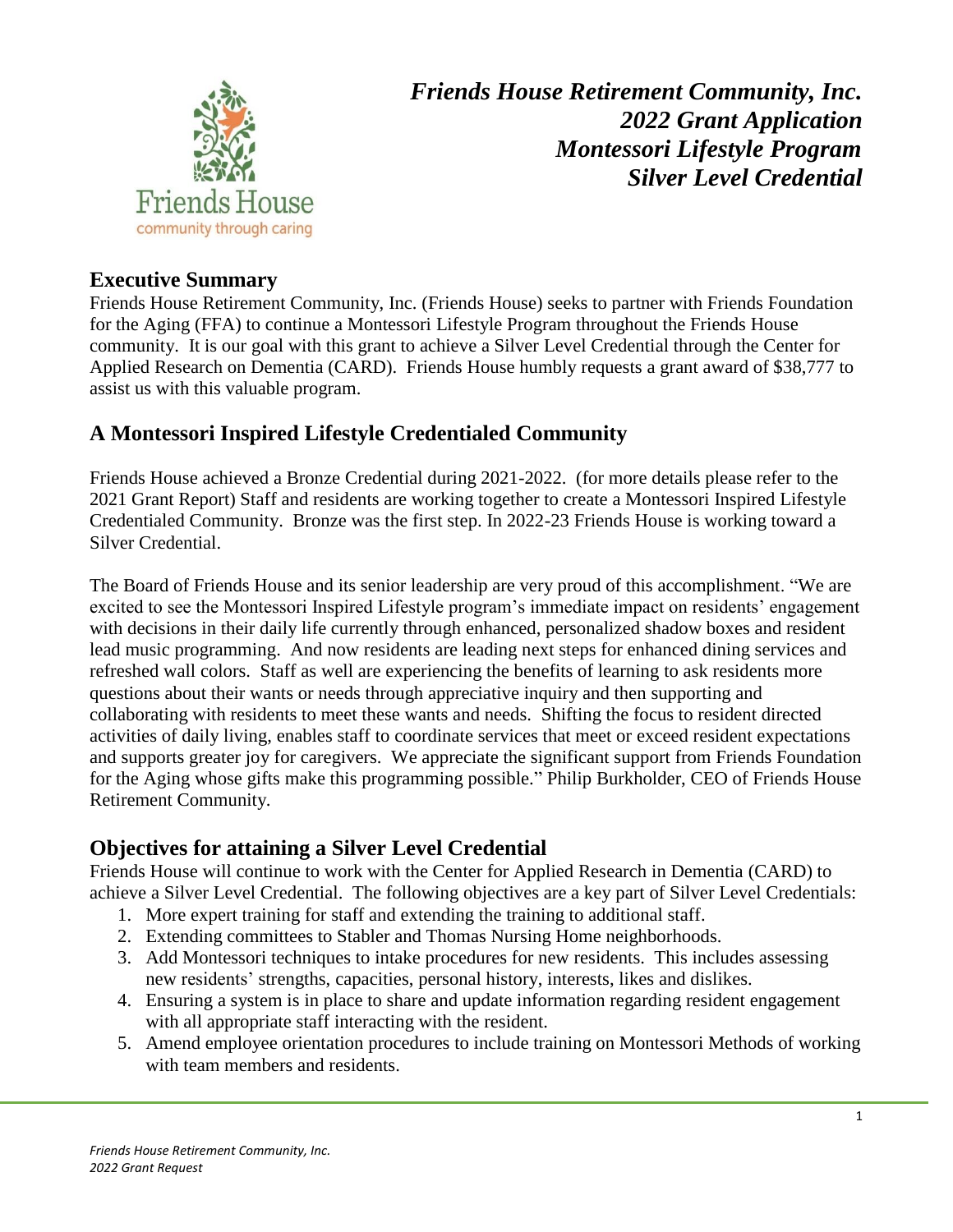*Friends House Retirement Community, Inc.*
*2022 Grant Application*
*Montessori Lifestyle Program*
*Silver Level Credential*

Friends House
community through caring

## Executive Summary

Friends House Retirement Community, Inc. (Friends House) seeks to partner with Friends Foundation for the Aging (FFA) to continue a Montessori Lifestyle Program throughout the Friends House community. It is our goal with this grant to achieve a Silver Level Credential through the Center for Applied Research on Dementia (CARD). Friends House humbly requests a grant award of $38,777 to assist us with this valuable program.

## A Montessori Inspired Lifestyle Credentialed Community

Friends House achieved a Bronze Credential during 2021-2022. (for more details please refer to the 2021 Grant Report) Staff and residents are working together to create a Montessori Inspired Lifestyle Credentialed Community. Bronze was the first step. In 2022-23 Friends House is working toward a Silver Credential.

The Board of Friends House and its senior leadership are very proud of this accomplishment. "We are excited to see the Montessori Inspired Lifestyle program's immediate impact on residents' engagement with decisions in their daily life currently through enhanced, personalized shadow boxes and resident lead music programming. And now residents are leading next steps for enhanced dining services and refreshed wall colors. Staff as well are experiencing the benefits of learning to ask residents more questions about their wants or needs through appreciative inquiry and then supporting and collaborating with residents to meet these wants and needs. Shifting the focus to resident directed activities of daily living, enables staff to coordinate services that meet or exceed resident expectations and supports greater joy for caregivers. We appreciate the significant support from Friends Foundation for the Aging whose gifts make this programming possible." Philip Burkholder, CEO of Friends House Retirement Community.

## Objectives for attaining a Silver Level Credential

Friends House will continue to work with the Center for Applied Research in Dementia (CARD) to achieve a Silver Level Credential. The following objectives are a key part of Silver Level Credentials:

1. More expert training for staff and extending the training to additional staff.
2. Extending committees to Stabler and Thomas Nursing Home neighborhoods.
3. Add Montessori techniques to intake procedures for new residents. This includes assessing new residents' strengths, capacities, personal history, interests, likes and dislikes.
4. Ensuring a system is in place to share and update information regarding resident engagement with all appropriate staff interacting with the resident.
5. Amend employee orientation procedures to include training on Montessori Methods of working with team members and residents.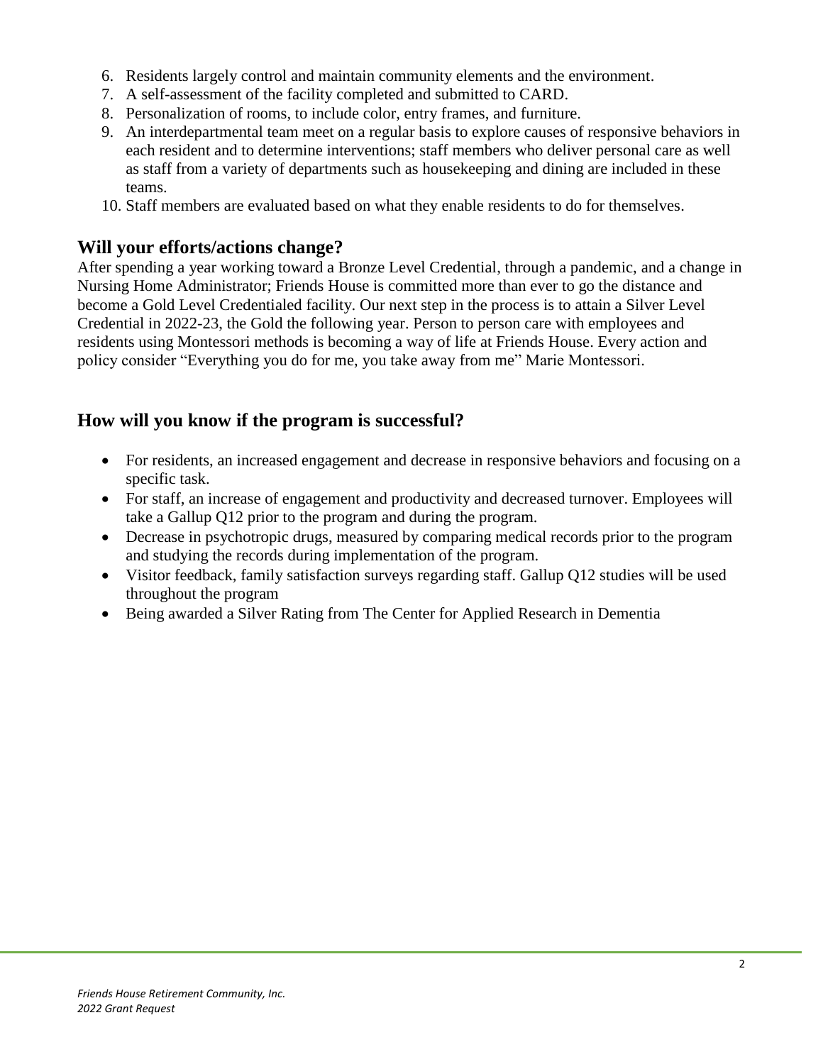6. Residents largely control and maintain community elements and the environment.
7. A self-assessment of the facility completed and submitted to CARD.
8. Personalization of rooms, to include color, entry frames, and furniture.
9. An interdepartmental team meet on a regular basis to explore causes of responsive behaviors in each resident and to determine interventions; staff members who deliver personal care as well as staff from a variety of departments such as housekeeping and dining are included in these teams.
10. Staff members are evaluated based on what they enable residents to do for themselves.

## Will your efforts/actions change?

After spending a year working toward a Bronze Level Credential, through a pandemic, and a change in Nursing Home Administrator; Friends House is committed more than ever to go the distance and become a Gold Level Credentialed facility. Our next step in the process is to attain a Silver Level Credential in 2022-23, the Gold the following year. Person to person care with employees and residents using Montessori methods is becoming a way of life at Friends House. Every action and policy consider "Everything you do for me, you take away from me" Marie Montessori.

## How will you know if the program is successful?

- For residents, an increased engagement and decrease in responsive behaviors and focusing on a specific task.
- For staff, an increase of engagement and productivity and decreased turnover. Employees will take a Gallup Q12 prior to the program and during the program.
- Decrease in psychotropic drugs, measured by comparing medical records prior to the program and studying the records during implementation of the program.
- Visitor feedback, family satisfaction surveys regarding staff. Gallup Q12 studies will be used throughout the program
- Being awarded a Silver Rating from The Center for Applied Research in Dementia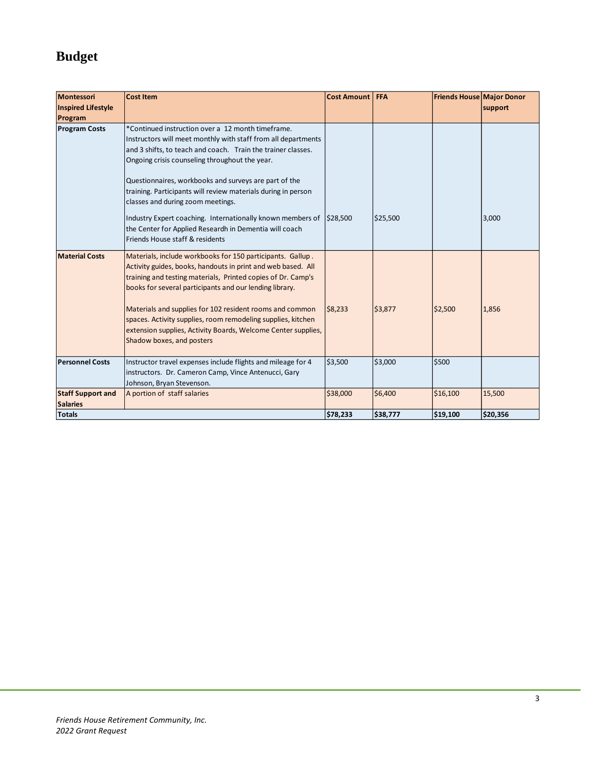# Budget

| Montessori Inspired Lifestyle Program | Cost Item | Cost Amount | FFA | Friends House | Major Donor support |
|---|---|---|---|---|---|
| **Program Costs** | *Continued instruction over a 12 month timeframe. Instructors will meet monthly with staff from all departments and 3 shifts, to teach and coach. Train the trainer classes. Ongoing crisis counseling throughout the year.<br><br>Questionnaires, workbooks and surveys are part of the training. Participants will review materials during in person classes and during zoom meetings.<br><br>Industry Expert coaching. Internationally known members of the Center for Applied Researdh in Dementia will coach Friends House staff & residents | $28,500 | $25,500 | | 3,000 |
| **Material Costs** | Materials, include workbooks for 150 participants. Gallup . Activity guides, books, handouts in print and web based. All training and testing materials, Printed copies of Dr. Camp's books for several participants and our lending library.<br><br>Materials and supplies for 102 resident rooms and common spaces. Activity supplies, room remodeling supplies, kitchen extension supplies, Activity Boards, Welcome Center supplies, Shadow boxes, and posters | $8,233 | $3,877 | $2,500 | 1,856 |
| **Personnel Costs** | Instructor travel expenses include flights and mileage for 4 instructors. Dr. Cameron Camp, Vince Antenucci, Gary Johnson, Bryan Stevenson. | $3,500 | $3,000 | $500 | |
| **Staff Support and Salaries** | A portion of staff salaries | $38,000 | $6,400 | $16,100 | 15,500 |
| **Totals** | | **$78,233** | **$38,777** | **$19,100** | **$20,356** |

*Friends House Retirement Community, Inc.*
*2022 Grant Request*